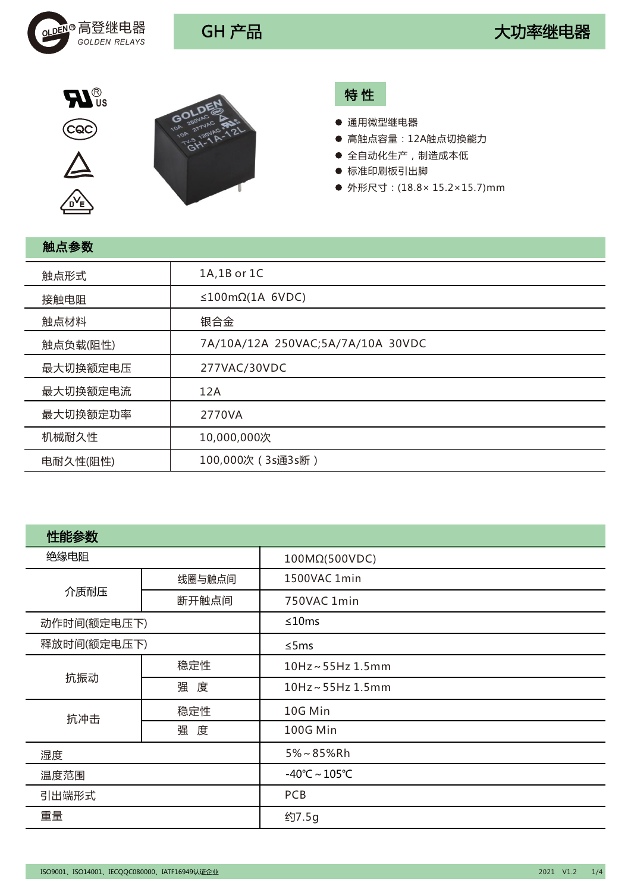高登继电器 GOLDEN RELAYS

# GH 产品 大功率继电器

## 特 性

- 通用微型继电器
- 高触点容量：12A触点切换能力
- 全自动化生产，制造成本低
- 标准印刷板引出脚
- 外形尺寸：(18.8× 15.2×15.7)mm

## 触点参数

| | |
|---|---|
| 触点形式 | 1A,1B or 1C |
| 接触电阻 | ≤100mΩ(1A 6VDC) |
| 触点材料 | 银合金 |
| 触点负载(阻性) | 7A/10A/12A 250VAC;5A/7A/10A 30VDC |
| 最大切换额定电压 | 277VAC/30VDC |
| 最大切换额定电流 | 12A |
| 最大切换额定功率 | 2770VA |
| 机械耐久性 | 10,000,000次 |
| 电耐久性(阻性) | 100,000次（3s通3s断） |

## 性能参数

| | | |
|---|---|---|
| 绝缘电阻 | | 100MΩ(500VDC) |
| 介质耐压 | 线圈与触点间 | 1500VAC 1min |
| | 断开触点间 | 750VAC 1min |
| 动作时间(额定电压下) | | ≤10ms |
| 释放时间(额定电压下) | | ≤5ms |
| 抗振动 | 稳定性 | 10Hz～55Hz 1.5mm |
| | 强 度 | 10Hz～55Hz 1.5mm |
| 抗冲击 | 稳定性 | 10G Min |
| | 强 度 | 100G Min |
| 湿度 | | 5%～85%Rh |
| 温度范围 | | -40℃～105℃ |
| 引出端形式 | | PCB |
| 重量 | | 约7.5g |

ISO9001、ISO14001、IECQQC080000、IATF16949认证企业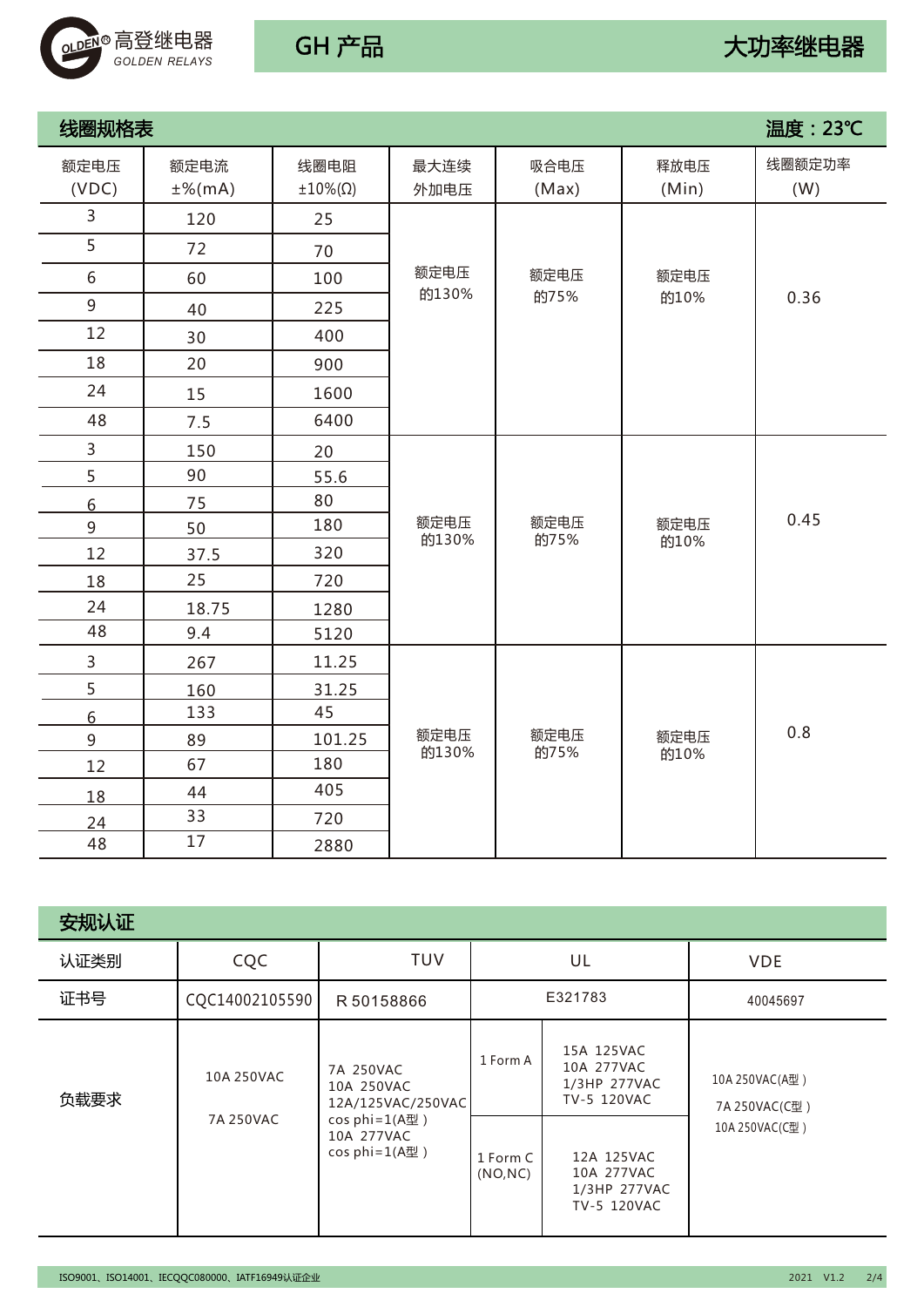## 线圈规格表

温度：23℃

| 额定电压(VDC) | 额定电流±%(mA) | 线圈电阻±10%(Ω) | 最大连续外加电压 | 吸合电压(Max) | 释放电压(Min) | 线圈额定功率(W) |
|---|---|---|---|---|---|---|
| 3 | 120 | 25 | 额定电压的130% | 额定电压的75% | 额定电压的10% | 0.36 |
| 5 | 72 | 70 | | | | |
| 6 | 60 | 100 | | | | |
| 9 | 40 | 225 | | | | |
| 12 | 30 | 400 | | | | |
| 18 | 20 | 900 | | | | |
| 24 | 15 | 1600 | | | | |
| 48 | 7.5 | 6400 | | | | |
| 3 | 150 | 20 | 额定电压的130% | 额定电压的75% | 额定电压的10% | 0.45 |
| 5 | 90 | 55.6 | | | | |
| 6 | 75 | 80 | | | | |
| 9 | 50 | 180 | | | | |
| 12 | 37.5 | 320 | | | | |
| 18 | 25 | 720 | | | | |
| 24 | 18.75 | 1280 | | | | |
| 48 | 9.4 | 5120 | | | | |
| 3 | 267 | 11.25 | 额定电压的130% | 额定电压的75% | 额定电压的10% | 0.8 |
| 5 | 160 | 31.25 | | | | |
| 6 | 133 | 45 | | | | |
| 9 | 89 | 101.25 | | | | |
| 12 | 67 | 180 | | | | |
| 18 | 44 | 405 | | | | |
| 24 | 33 | 720 | | | | |
| 48 | 17 | 2880 | | | | |

## 安规认证

| 认证类别 | CQC | TUV | UL | | VDE |
|---|---|---|---|---|---|
| 证书号 | CQC14002105590 | R 50158866 | E321783 | | 40045697 |
| 负载要求 | 10A 250VAC<br>7A 250VAC | 7A 250VAC<br>10A 250VAC<br>12A/125VAC/250VAC<br>cos phi=1(A型)<br>10A 277VAC<br>cos phi=1(A型) | 1 Form A | 15A 125VAC<br>10A 277VAC<br>1/3HP 277VAC<br>TV-5 120VAC | 10A 250VAC(A型)<br>7A 250VAC(C型)<br>10A 250VAC(C型) |
| | | | 1 Form C (NO,NC) | 12A 125VAC<br>10A 277VAC<br>1/3HP 277VAC<br>TV-5 120VAC | |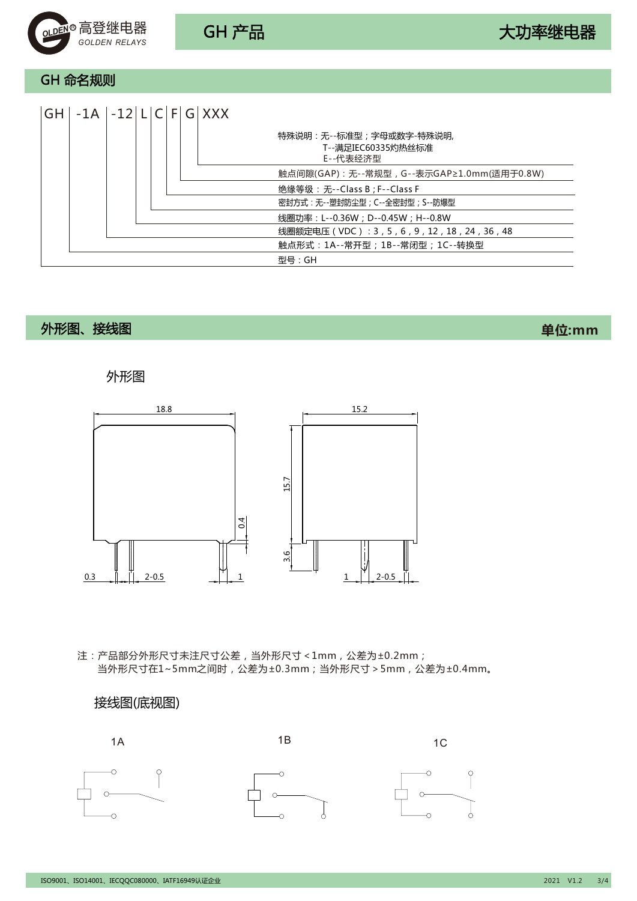## GH 命名规则

GH | -1A | -12 | L | C | F | G | XXX

- 特殊说明：无--标准型；字母或数字-特殊说明，T--满足IEC60335灼热丝标准，E--代表经济型
- 触点间隙(GAP)：无--常规型，G--表示GAP≥1.0mm(适用于0.8W)
- 绝缘等级：无--Class B；F--Class F
- 密封方式：无--塑封防尘型；C--全密封型；S--防爆型
- 线圈功率：L--0.36W；D--0.45W；H--0.8W
- 线圈额定电压（VDC）：3，5，6，9，12，18，24，36，48
- 触点形式：1A--常开型；1B--常闭型；1C--转换型
- 型号：GH

## 外形图、接线图

**单位:mm**

### 外形图

18.8　15.2　15.7　3.6　0.4　0.3　2-0.5　1

注：产品部分外形尺寸未注尺寸公差，当外形尺寸＜1mm，公差为±0.2mm；
当外形尺寸在1~5mm之间时，公差为±0.3mm；当外形尺寸＞5mm，公差为±0.4mm。

### 接线图(底视图)

1A　1B　1C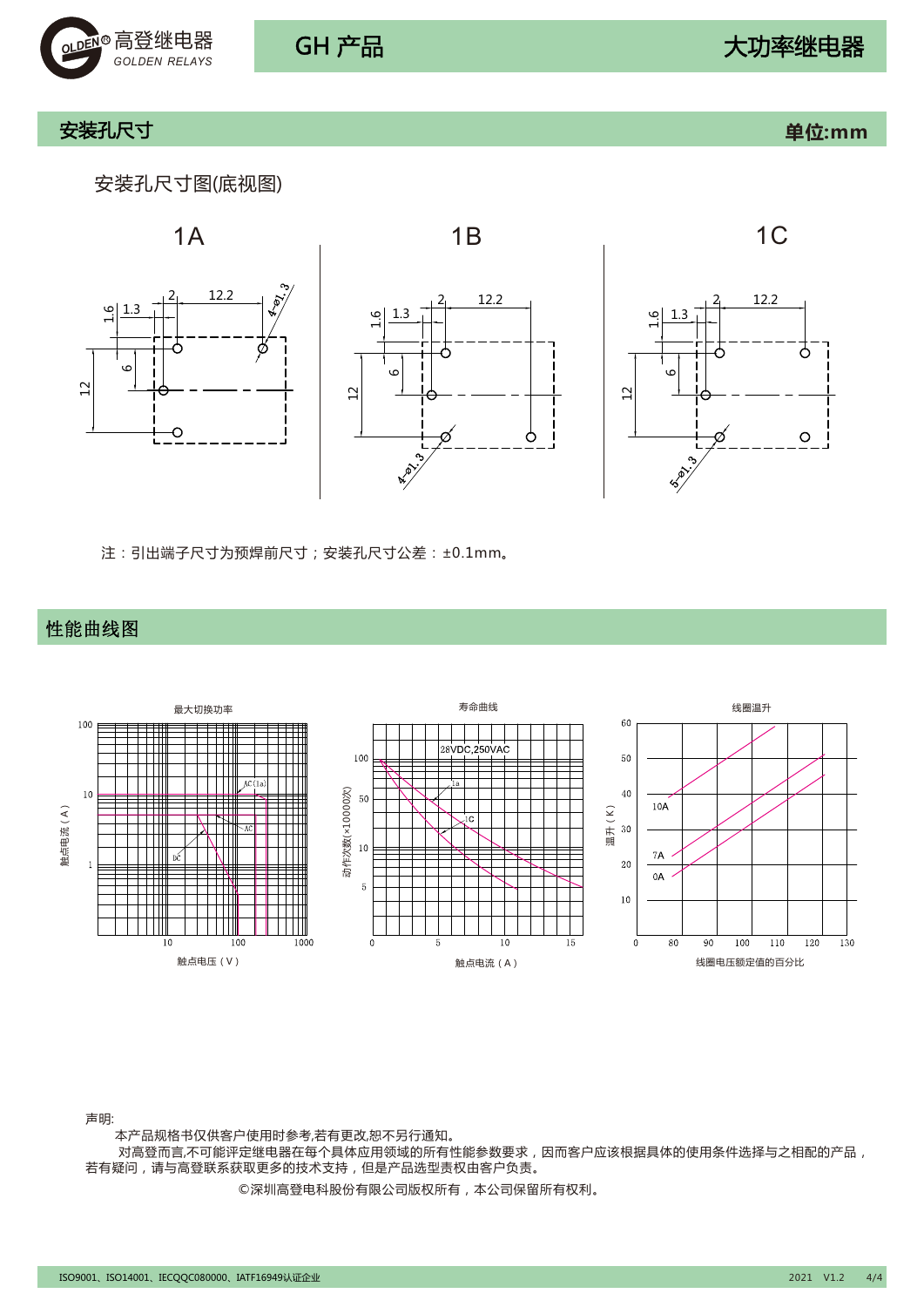## 安装孔尺寸

**单位:mm**

安装孔尺寸图(底视图)

1A

1B

1C

注：引出端子尺寸为预焊前尺寸；安装孔尺寸公差：±0.1mm。

## 性能曲线图

最大切换功率

寿命曲线

线圈温升

声明:

本产品规格书仅供客户使用时参考,若有更改,恕不另行通知。

对高登而言,不可能评定继电器在每个具体应用领域的所有性能参数要求，因而客户应该根据具体的使用条件选择与之相配的产品，若有疑问，请与高登联系获取更多的技术支持，但是产品选型责权由客户负责。

©深圳高登电科股份有限公司版权所有，本公司保留所有权利。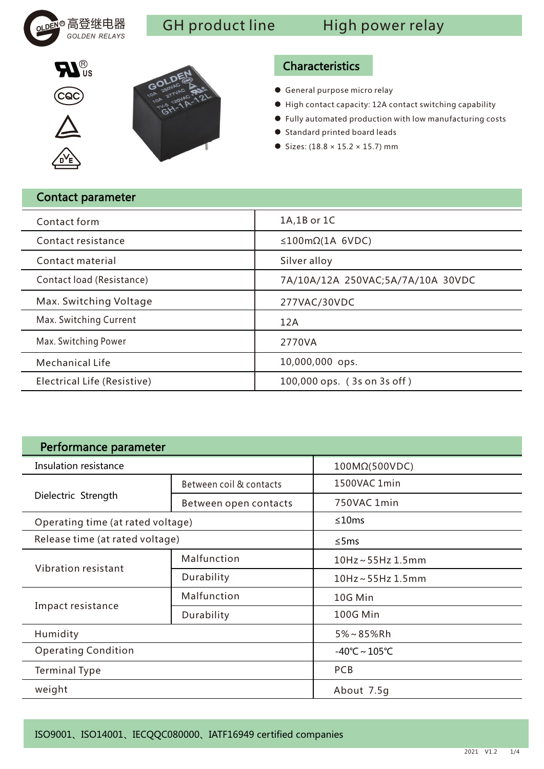GOLDEN® 高登继电器 GOLDEN RELAYS

# GH product line　　High power relay

## Characteristics

- General purpose micro relay
- High contact capacity: 12A contact switching capability
- Fully automated production with low manufacturing costs
- Standard printed board leads
- Sizes: (18.8 × 15.2 × 15.7) mm

## Contact parameter

| | |
|---|---|
| Contact form | 1A,1B or 1C |
| Contact resistance | ≤100mΩ(1A 6VDC) |
| Contact material | Silver alloy |
| Contact load (Resistance) | 7A/10A/12A 250VAC;5A/7A/10A 30VDC |
| Max. Switching Voltage | 277VAC/30VDC |
| Max. Switching Current | 12A |
| Max. Switching Power | 2770VA |
| Mechanical Life | 10,000,000 ops. |
| Electrical Life (Resistive) | 100,000 ops. ( 3s on 3s off ) |

## Performance parameter

| | | |
|---|---|---|
| Insulation resistance | | 100MΩ(500VDC) |
| Dielectric Strength | Between coil & contacts | 1500VAC 1min |
| | Between open contacts | 750VAC 1min |
| Operating time (at rated voltage) | | ≤10ms |
| Release time (at rated voltage) | | ≤5ms |
| Vibration resistant | Malfunction | 10Hz～55Hz 1.5mm |
| | Durability | 10Hz～55Hz 1.5mm |
| Impact resistance | Malfunction | 10G Min |
| | Durability | 100G Min |
| Humidity | | 5%～85%Rh |
| Operating Condition | | -40℃～105℃ |
| Terminal Type | | PCB |
| weight | | About 7.5g |

ISO9001、ISO14001、IECQQC080000、IATF16949 certified companies

2021 V1.2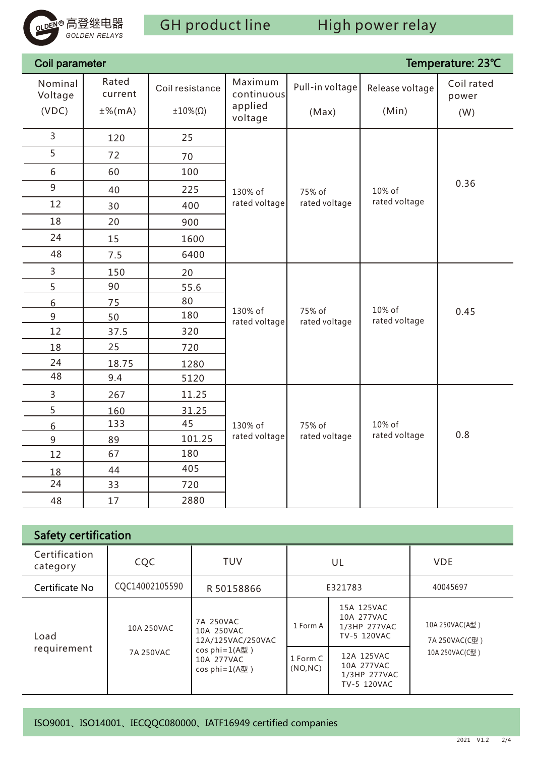GOLDEN® 高登继电器 GOLDEN RELAYS

## GH product line High power relay

## Coil parameter

Temperature: 23℃

| Nominal Voltage (VDC) | Rated current ±%(mA) | Coil resistance ±10%(Ω) | Maximum continuous applied voltage | Pull-in voltage (Max) | Release voltage (Min) | Coil rated power (W) |
|---|---|---|---|---|---|---|
| 3 | 120 | 25 | 130% of rated voltage | 75% of rated voltage | 10% of rated voltage | 0.36 |
| 5 | 72 | 70 | | | | |
| 6 | 60 | 100 | | | | |
| 9 | 40 | 225 | | | | |
| 12 | 30 | 400 | | | | |
| 18 | 20 | 900 | | | | |
| 24 | 15 | 1600 | | | | |
| 48 | 7.5 | 6400 | | | | |
| 3 | 150 | 20 | 130% of rated voltage | 75% of rated voltage | 10% of rated voltage | 0.45 |
| 5 | 90 | 55.6 | | | | |
| 6 | 75 | 80 | | | | |
| 9 | 50 | 180 | | | | |
| 12 | 37.5 | 320 | | | | |
| 18 | 25 | 720 | | | | |
| 24 | 18.75 | 1280 | | | | |
| 48 | 9.4 | 5120 | | | | |
| 3 | 267 | 11.25 | 130% of rated voltage | 75% of rated voltage | 10% of rated voltage | 0.8 |
| 5 | 160 | 31.25 | | | | |
| 6 | 133 | 45 | | | | |
| 9 | 89 | 101.25 | | | | |
| 12 | 67 | 180 | | | | |
| 18 | 44 | 405 | | | | |
| 24 | 33 | 720 | | | | |
| 48 | 17 | 2880 | | | | |

## Safety certification

| Certification category | CQC | TUV | UL | | VDE |
|---|---|---|---|---|---|
| Certificate No | CQC14002105590 | R 50158866 | E321783 | | 40045697 |
| Load requirement | 10A 250VAC<br>7A 250VAC | 7A 250VAC<br>10A 250VAC<br>12A/125VAC/250VAC<br>cos phi=1(A型)<br>10A 277VAC<br>cos phi=1(A型) | 1 Form A | 15A 125VAC<br>10A 277VAC<br>1/3HP 277VAC<br>TV-5 120VAC | 10A 250VAC(A型)<br>7A 250VAC(C型)<br>10A 250VAC(C型) |
| | | | 1 Form C (NO,NC) | 12A 125VAC<br>10A 277VAC<br>1/3HP 277VAC<br>TV-5 120VAC | |

ISO9001、ISO14001、IECQQC080000、IATF16949 certified companies

2021 V1.2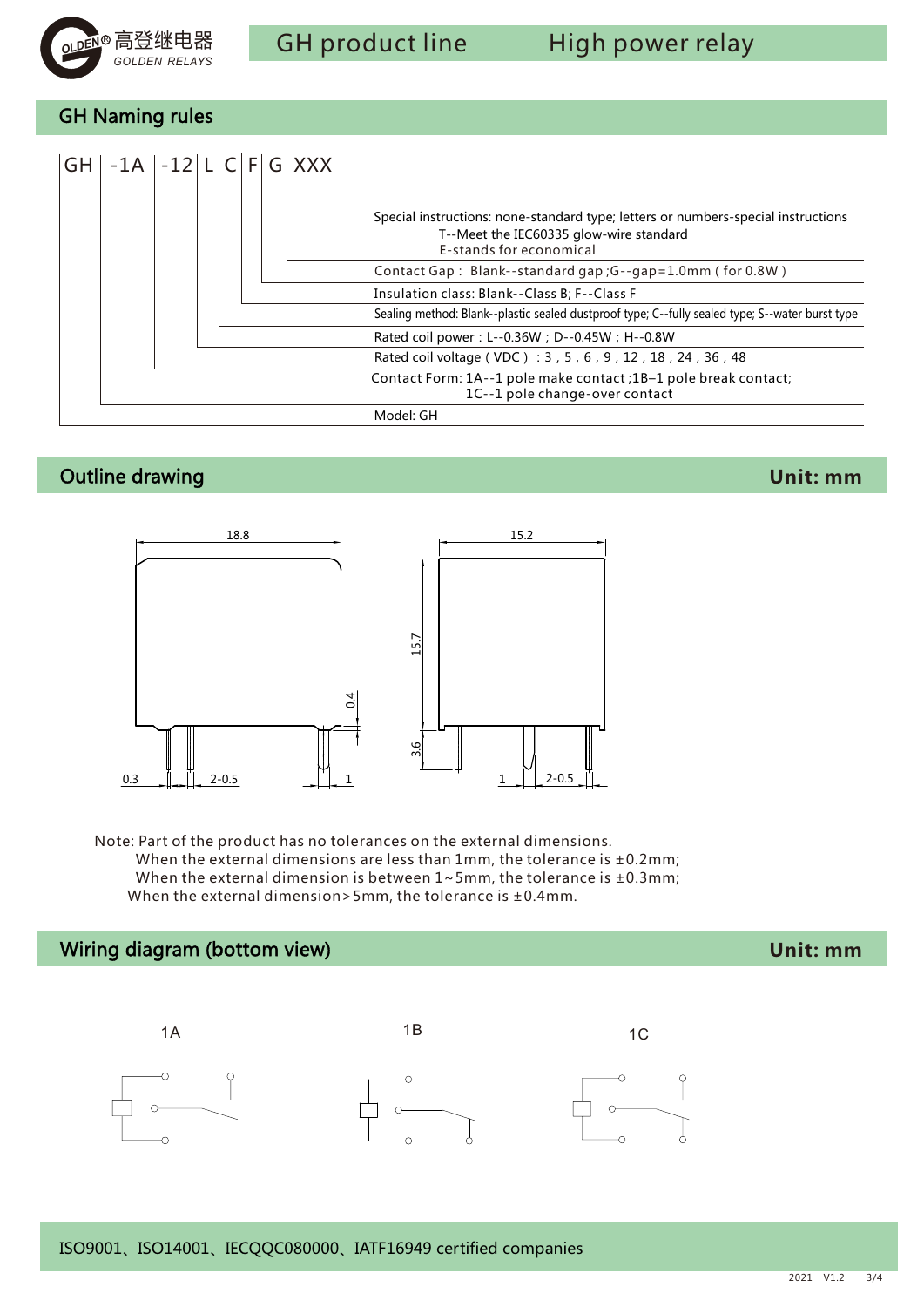# GH product line — High power relay

## GH Naming rules

GH | -1A | -12 | L | C | F | G | XXX

- Special instructions: none-standard type; letters or numbers-special instructions
  - T--Meet the IEC60335 glow-wire standard
  - E-stands for economical
- Contact Gap： Blank--standard gap ;G--gap=1.0mm ( for 0.8W )
- Insulation class: Blank--Class B; F--Class F
- Sealing method: Blank--plastic sealed dustproof type; C--fully sealed type; S--water burst type
- Rated coil power：L--0.36W；D--0.45W；H--0.8W
- Rated coil voltage ( VDC )：3，5，6，9，12，18，24，36，48
- Contact Form: 1A--1 pole make contact ;1B–1 pole break contact; 1C--1 pole change-over contact
- Model: GH

## Outline drawing

Unit: mm

18.8　15.2　15.7　0.4　3.6　0.3　2-0.5　1　1　2-0.5

Note: Part of the product has no tolerances on the external dimensions.
When the external dimensions are less than 1mm, the tolerance is ±0.2mm;
When the external dimension is between 1~5mm, the tolerance is ±0.3mm;
When the external dimension>5mm, the tolerance is ±0.4mm.

## Wiring diagram (bottom view)

Unit: mm

1A　1B　1C

ISO9001、ISO14001、IECQQC080000、IATF16949 certified companies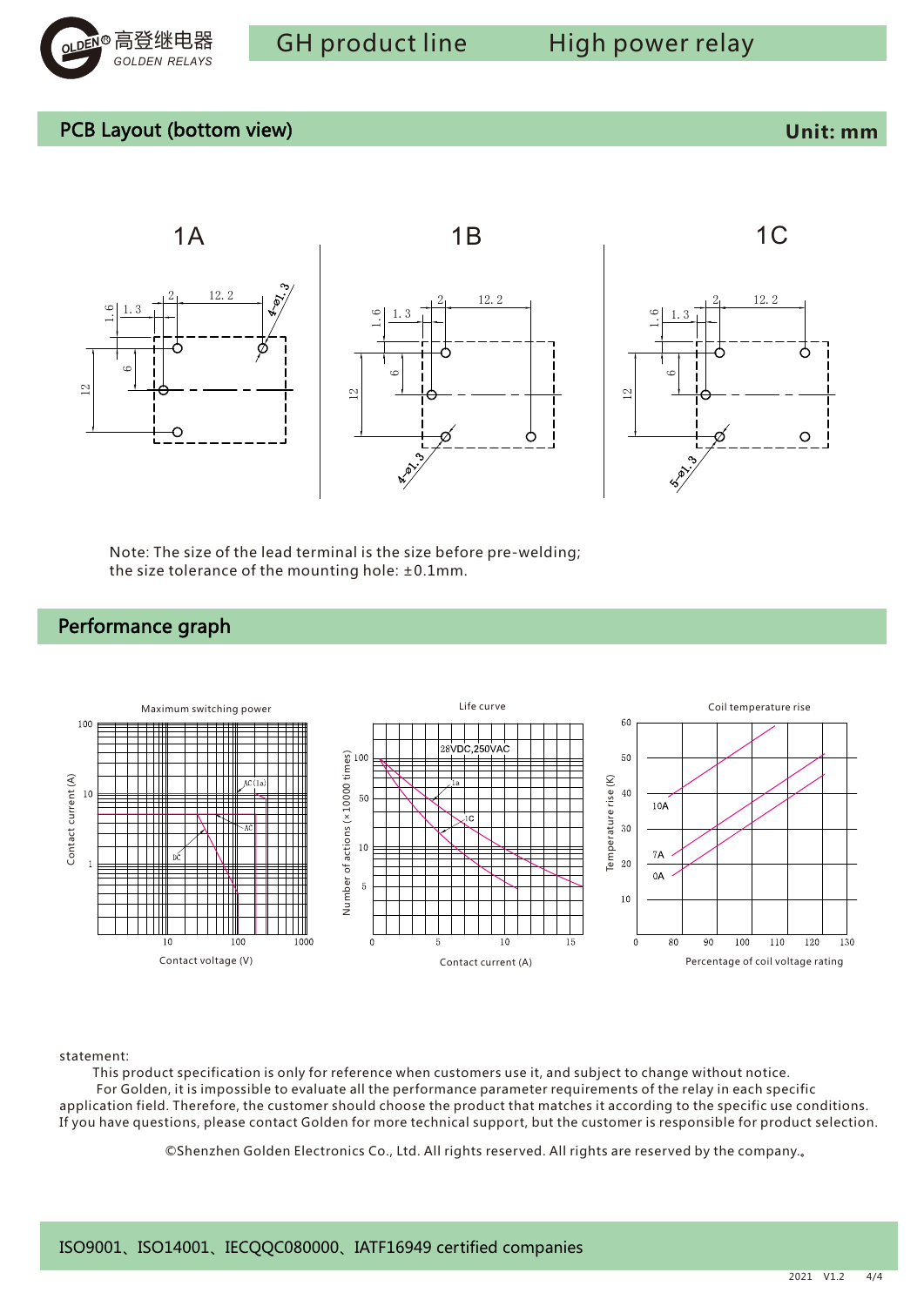## PCB Layout (bottom view)

**Unit: mm**

1A

1.6 1.3 2 12.2 4-ø1.3 6 12

1B

1.6 1.3 2 12.2 6 12 4-ø1.3

1C

1.6 1.3 2 12.2 6 12 5-ø1.3

Note: The size of the lead terminal is the size before pre-welding;
the size tolerance of the mounting hole: ±0.1mm.

## Performance graph

Maximum switching power

Contact current (A)

100 10 1

AC(1a) AC DC

10 100 1000

Contact voltage (V)

Life curve

Number of actions (×10000 times)

100 50 10 5

28VDC,250VAC

1a 1C

0 5 10 15

Contact current (A)

Coil temperature rise

Temperature rise (K)

60 50 40 30 20 10

10A 7A 0A

0 80 90 100 110 120 130

Percentage of coil voltage rating

statement:

This product specification is only for reference when customers use it, and subject to change without notice.
For Golden, it is impossible to evaluate all the performance parameter requirements of the relay in each specific application field. Therefore, the customer should choose the product that matches it according to the specific use conditions. If you have questions, please contact Golden for more technical support, but the customer is responsible for product selection.

©Shenzhen Golden Electronics Co., Ltd. All rights reserved. All rights are reserved by the company.。

ISO9001、ISO14001、IECQQC080000、IATF16949 certified companies